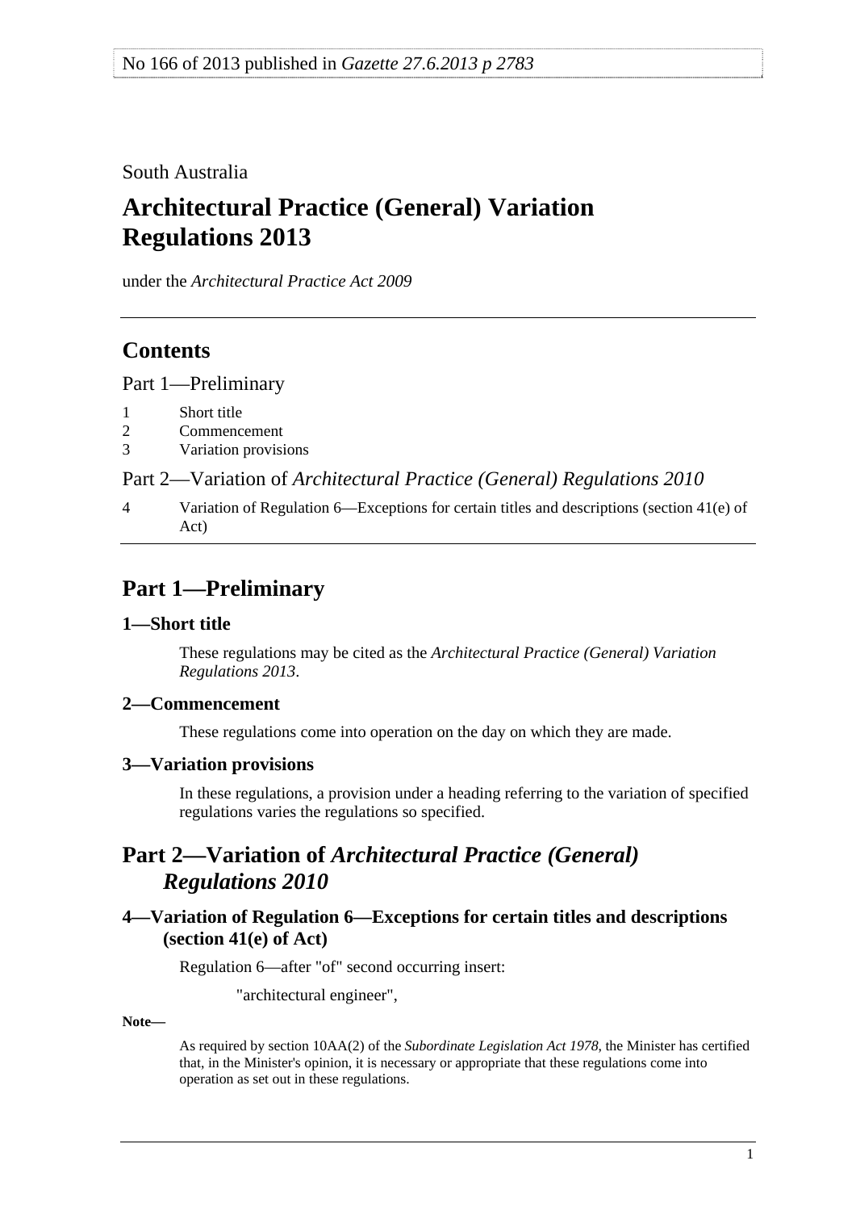No 166 of 2013 published in *Gazette 27.6.2013 p 2783*

South Australia

# Architectural Practice (General) Variation Regulations 2013

under the *Architectural Practice Act 2009*

## Contents

Part 1—Preliminary

1 Short title
2 Commencement
3 Variation provisions

Part 2—Variation of *Architectural Practice (General) Regulations 2010*

4 Variation of Regulation 6—Exceptions for certain titles and descriptions (section 41(e) of Act)

## Part 1—Preliminary

### 1—Short title

These regulations may be cited as the *Architectural Practice (General) Variation Regulations 2013*.

### 2—Commencement

These regulations come into operation on the day on which they are made.

### 3—Variation provisions

In these regulations, a provision under a heading referring to the variation of specified regulations varies the regulations so specified.

## Part 2—Variation of *Architectural Practice (General) Regulations 2010*

### 4—Variation of Regulation 6—Exceptions for certain titles and descriptions (section 41(e) of Act)

Regulation 6—after "of" second occurring insert:

"architectural engineer",

**Note—**

As required by section 10AA(2) of the *Subordinate Legislation Act 1978*, the Minister has certified that, in the Minister's opinion, it is necessary or appropriate that these regulations come into operation as set out in these regulations.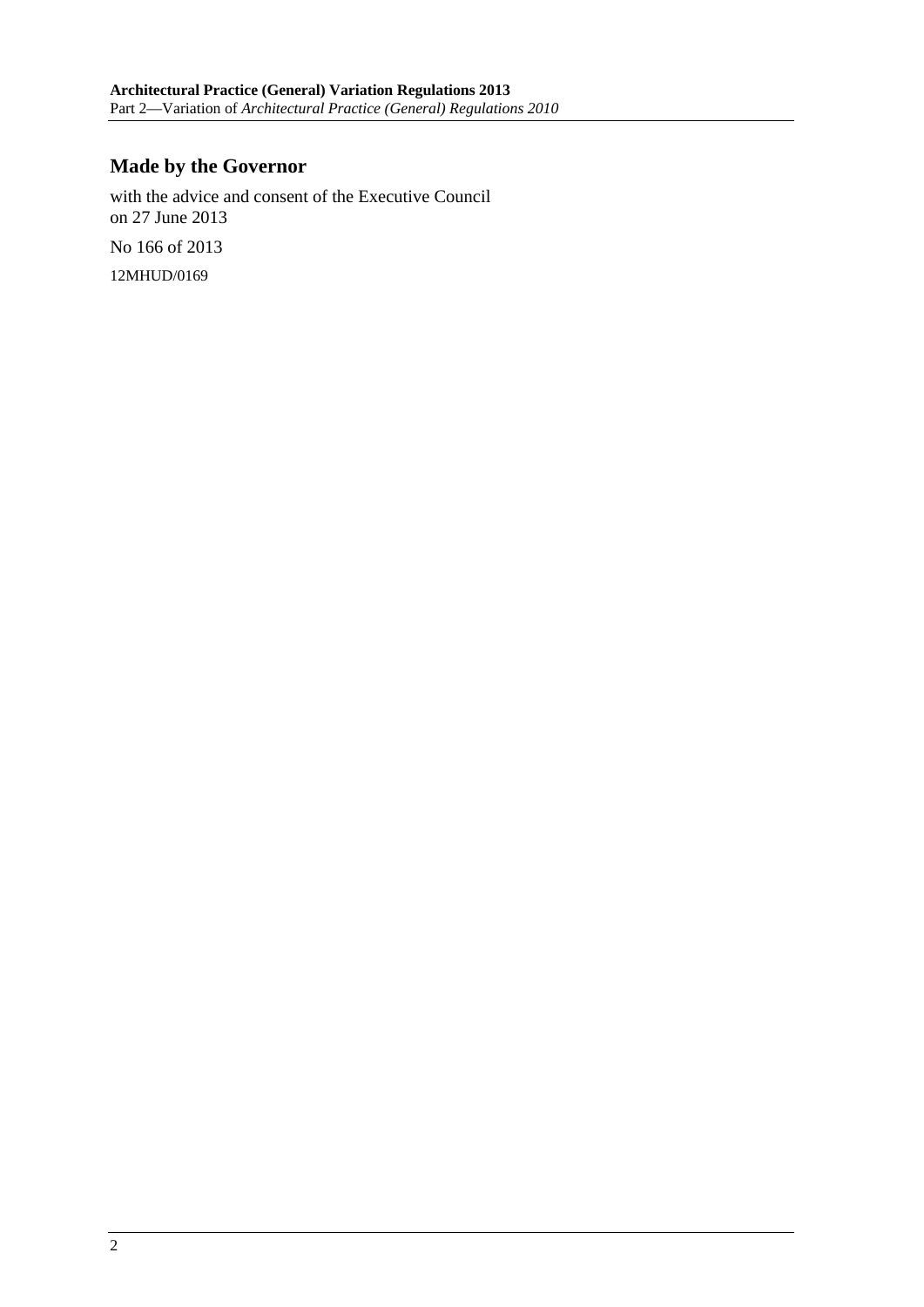## Made by the Governor

with the advice and consent of the Executive Council
on 27 June 2013

No 166 of 2013

12MHUD/0169